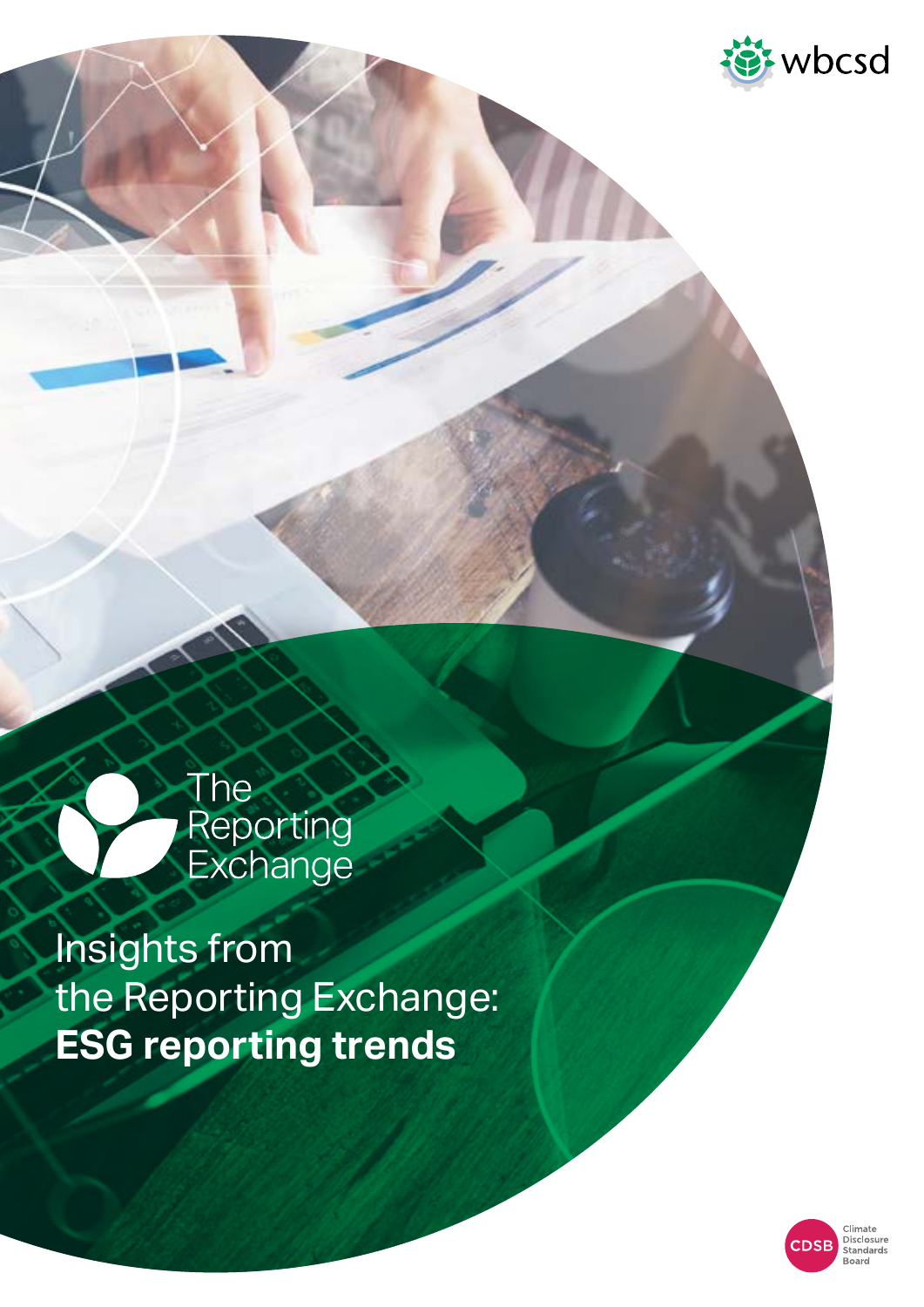wbcsd

The Reporting Exchange

# Insights from the Reporting Exchange: **ESG reporting trends**

CDSB Climate Disclosure Standards Board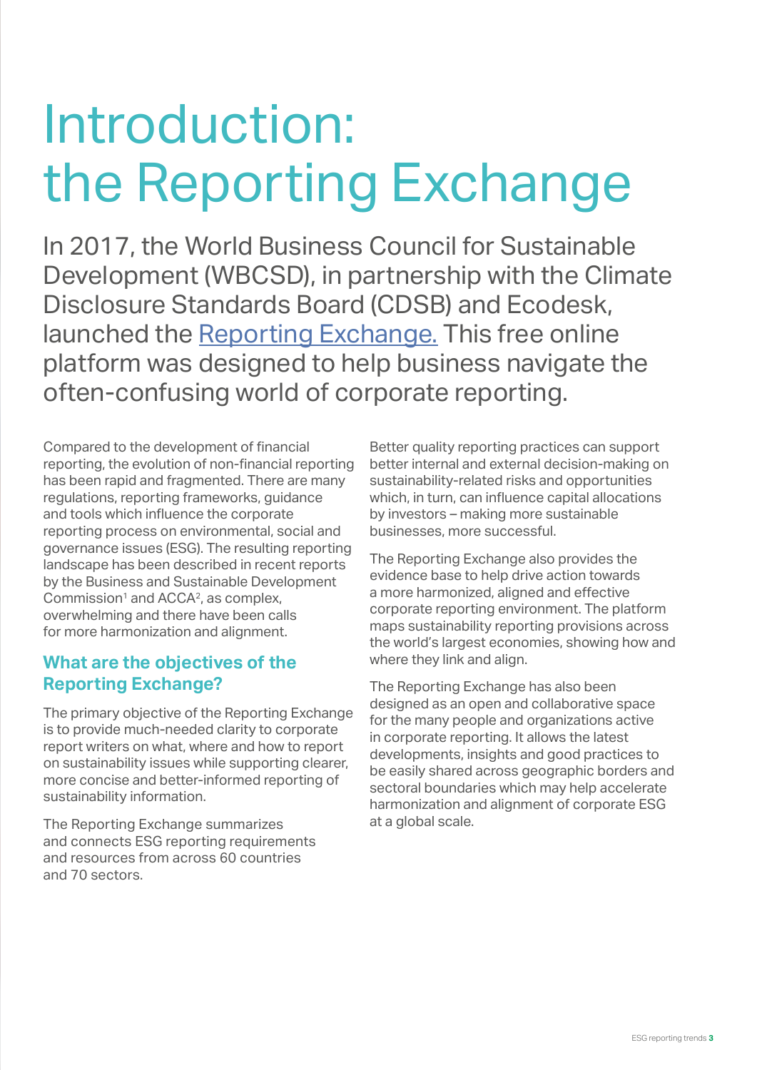# Introduction: the Reporting Exchange

In 2017, the World Business Council for Sustainable Development (WBCSD), in partnership with the Climate Disclosure Standards Board (CDSB) and Ecodesk, launched the Reporting Exchange. This free online platform was designed to help business navigate the often-confusing world of corporate reporting.

Compared to the development of financial reporting, the evolution of non-financial reporting has been rapid and fragmented. There are many regulations, reporting frameworks, guidance and tools which influence the corporate reporting process on environmental, social and governance issues (ESG). The resulting reporting landscape has been described in recent reports by the Business and Sustainable Development Commission[1] and ACCA[2], as complex, overwhelming and there have been calls for more harmonization and alignment.

## What are the objectives of the Reporting Exchange?

The primary objective of the Reporting Exchange is to provide much-needed clarity to corporate report writers on what, where and how to report on sustainability issues while supporting clearer, more concise and better-informed reporting of sustainability information.

The Reporting Exchange summarizes and connects ESG reporting requirements and resources from across 60 countries and 70 sectors.

Better quality reporting practices can support better internal and external decision-making on sustainability-related risks and opportunities which, in turn, can influence capital allocations by investors – making more sustainable businesses, more successful.

The Reporting Exchange also provides the evidence base to help drive action towards a more harmonized, aligned and effective corporate reporting environment. The platform maps sustainability reporting provisions across the world's largest economies, showing how and where they link and align.

The Reporting Exchange has also been designed as an open and collaborative space for the many people and organizations active in corporate reporting. It allows the latest developments, insights and good practices to be easily shared across geographic borders and sectoral boundaries which may help accelerate harmonization and alignment of corporate ESG at a global scale.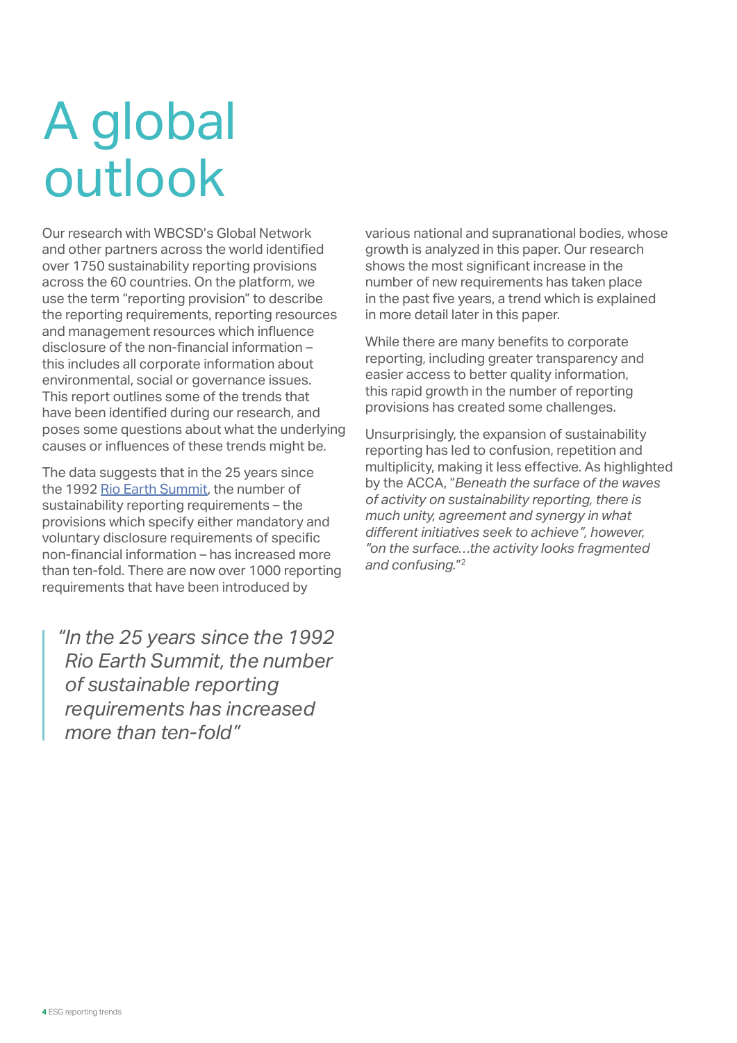# A global outlook

Our research with WBCSD's Global Network and other partners across the world identified over 1750 sustainability reporting provisions across the 60 countries. On the platform, we use the term "reporting provision" to describe the reporting requirements, reporting resources and management resources which influence disclosure of the non-financial information – this includes all corporate information about environmental, social or governance issues. This report outlines some of the trends that have been identified during our research, and poses some questions about what the underlying causes or influences of these trends might be.

The data suggests that in the 25 years since the 1992 Rio Earth Summit, the number of sustainability reporting requirements – the provisions which specify either mandatory and voluntary disclosure requirements of specific non-financial information – has increased more than ten-fold. There are now over 1000 reporting requirements that have been introduced by various national and supranational bodies, whose growth is analyzed in this paper. Our research shows the most significant increase in the number of new requirements has taken place in the past five years, a trend which is explained in more detail later in this paper.

> *"In the 25 years since the 1992 Rio Earth Summit, the number of sustainable reporting requirements has increased more than ten-fold"*

While there are many benefits to corporate reporting, including greater transparency and easier access to better quality information, this rapid growth in the number of reporting provisions has created some challenges.

Unsurprisingly, the expansion of sustainability reporting has led to confusion, repetition and multiplicity, making it less effective. As highlighted by the ACCA, "*Beneath the surface of the waves of activity on sustainability reporting, there is much unity, agreement and synergy in what different initiatives seek to achieve", however, "on the surface…the activity looks fragmented and confusing.*"[2]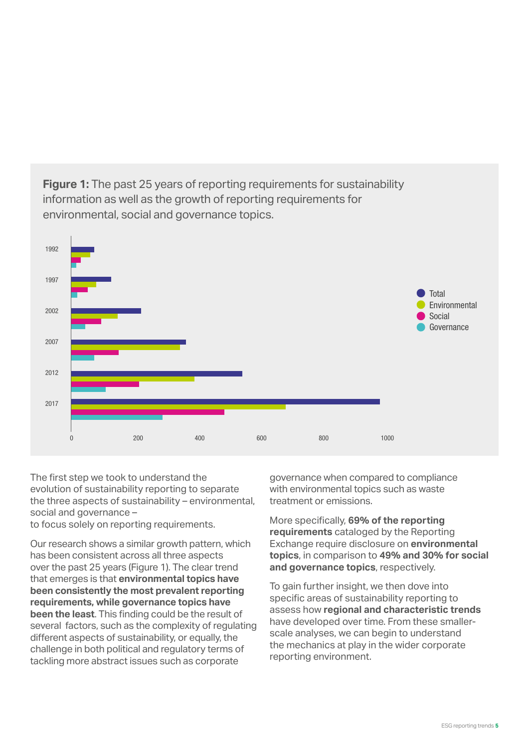**Figure 1:** The past 25 years of reporting requirements for sustainability information as well as the growth of reporting requirements for environmental, social and governance topics.

The first step we took to understand the evolution of sustainability reporting to separate the three aspects of sustainability – environmental, social and governance – to focus solely on reporting requirements.

Our research shows a similar growth pattern, which has been consistent across all three aspects over the past 25 years (Figure 1). The clear trend that emerges is that **environmental topics have been consistently the most prevalent reporting requirements, while governance topics have been the least**. This finding could be the result of several factors, such as the complexity of regulating different aspects of sustainability, or equally, the challenge in both political and regulatory terms of tackling more abstract issues such as corporate governance when compared to compliance with environmental topics such as waste treatment or emissions.

More specifically, **69% of the reporting requirements** cataloged by the Reporting Exchange require disclosure on **environmental topics**, in comparison to **49% and 30% for social and governance topics**, respectively.

To gain further insight, we then dove into specific areas of sustainability reporting to assess how **regional and characteristic trends** have developed over time. From these smaller-scale analyses, we can begin to understand the mechanics at play in the wider corporate reporting environment.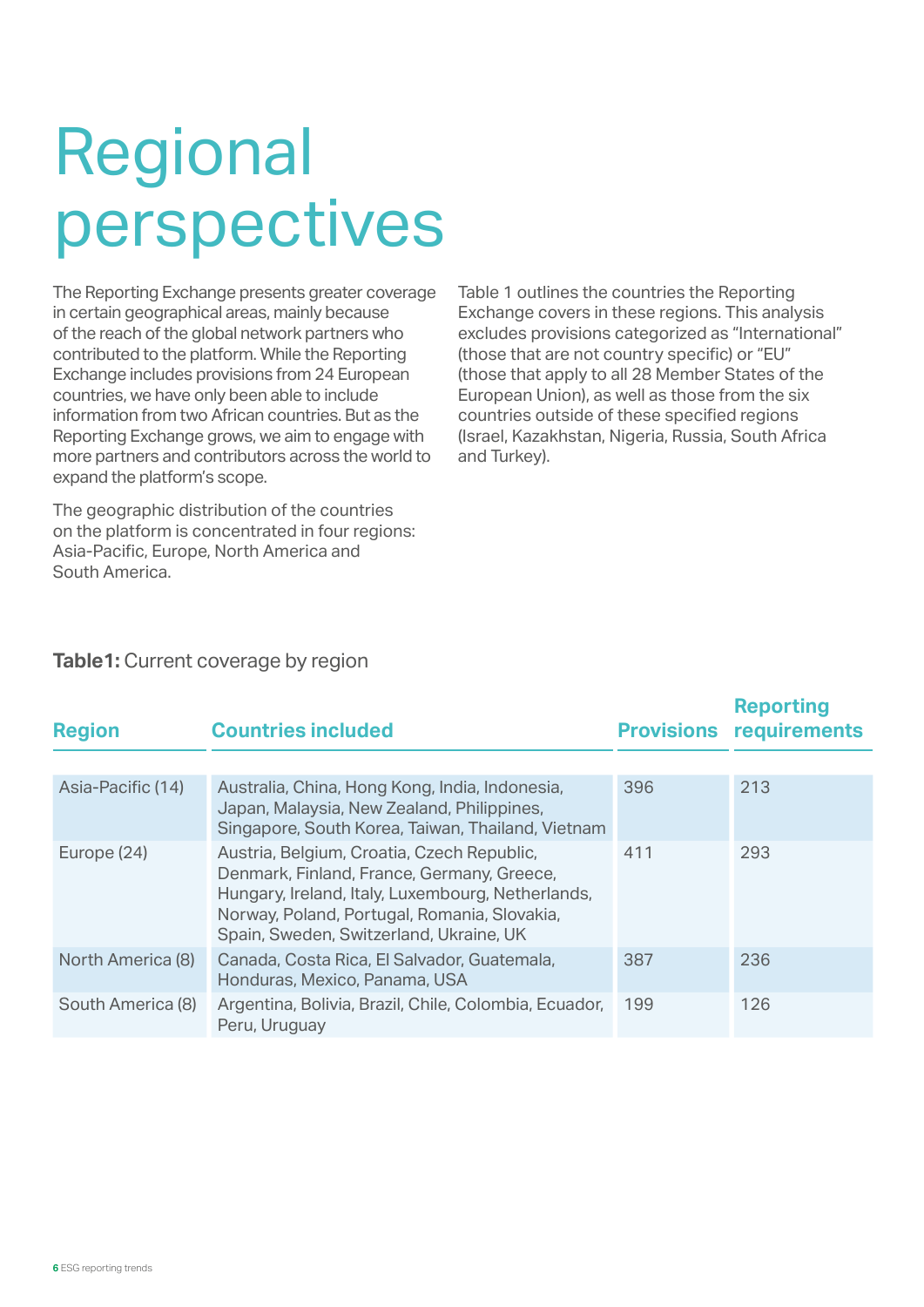# Regional perspectives

The Reporting Exchange presents greater coverage in certain geographical areas, mainly because of the reach of the global network partners who contributed to the platform. While the Reporting Exchange includes provisions from 24 European countries, we have only been able to include information from two African countries. But as the Reporting Exchange grows, we aim to engage with more partners and contributors across the world to expand the platform's scope.

The geographic distribution of the countries on the platform is concentrated in four regions: Asia-Pacific, Europe, North America and South America.

Table 1 outlines the countries the Reporting Exchange covers in these regions. This analysis excludes provisions categorized as "International" (those that are not country specific) or "EU" (those that apply to all 28 Member States of the European Union), as well as those from the six countries outside of these specified regions (Israel, Kazakhstan, Nigeria, Russia, South Africa and Turkey).

**Table1:** Current coverage by region

| Region | Countries included | Provisions | Reporting requirements |
|---|---|---|---|
| Asia-Pacific (14) | Australia, China, Hong Kong, India, Indonesia, Japan, Malaysia, New Zealand, Philippines, Singapore, South Korea, Taiwan, Thailand, Vietnam | 396 | 213 |
| Europe (24) | Austria, Belgium, Croatia, Czech Republic, Denmark, Finland, France, Germany, Greece, Hungary, Ireland, Italy, Luxembourg, Netherlands, Norway, Poland, Portugal, Romania, Slovakia, Spain, Sweden, Switzerland, Ukraine, UK | 411 | 293 |
| North America (8) | Canada, Costa Rica, El Salvador, Guatemala, Honduras, Mexico, Panama, USA | 387 | 236 |
| South America (8) | Argentina, Bolivia, Brazil, Chile, Colombia, Ecuador, Peru, Uruguay | 199 | 126 |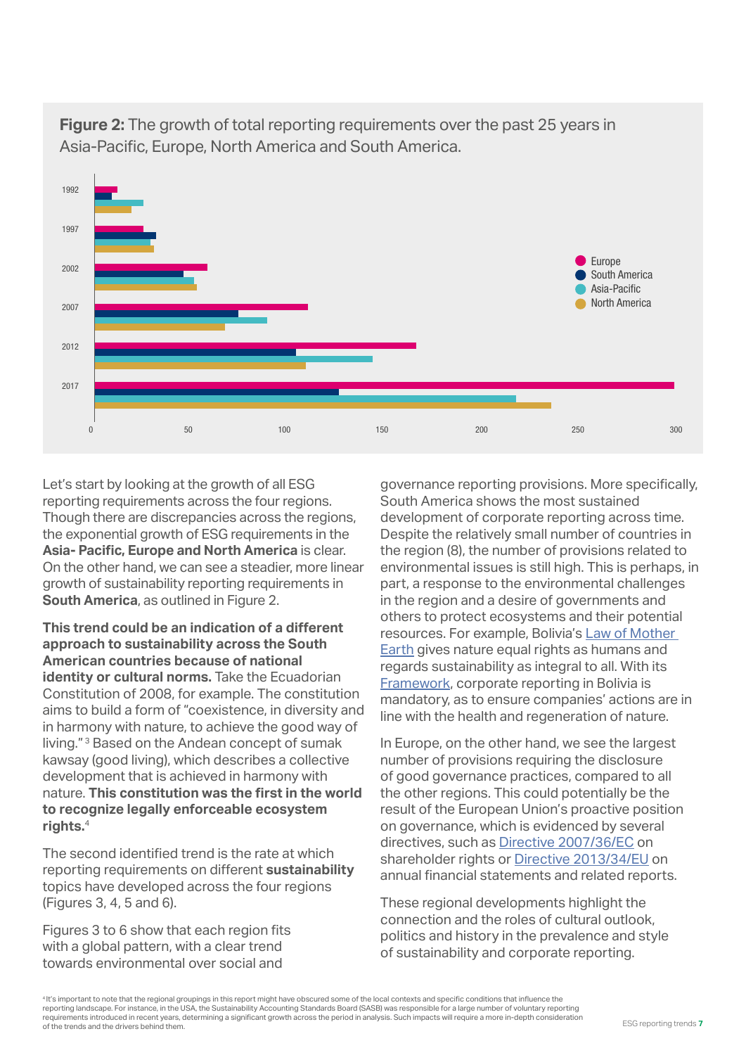**Figure 2:** The growth of total reporting requirements over the past 25 years in Asia-Pacific, Europe, North America and South America.

Let's start by looking at the growth of all ESG reporting requirements across the four regions. Though there are discrepancies across the regions, the exponential growth of ESG requirements in the **Asia- Pacific, Europe and North America** is clear. On the other hand, we can see a steadier, more linear growth of sustainability reporting requirements in **South America**, as outlined in Figure 2.

**This trend could be an indication of a different approach to sustainability across the South American countries because of national identity or cultural norms.** Take the Ecuadorian Constitution of 2008, for example. The constitution aims to build a form of "coexistence, in diversity and in harmony with nature, to achieve the good way of living."[3] Based on the Andean concept of sumak kawsay (good living), which describes a collective development that is achieved in harmony with nature. **This constitution was the first in the world to recognize legally enforceable ecosystem rights.**[4]

The second identified trend is the rate at which reporting requirements on different **sustainability** topics have developed across the four regions (Figures 3, 4, 5 and 6).

Figures 3 to 6 show that each region fits with a global pattern, with a clear trend towards environmental over social and governance reporting provisions. More specifically, South America shows the most sustained development of corporate reporting across time. Despite the relatively small number of countries in the region (8), the number of provisions related to environmental issues is still high. This is perhaps, in part, a response to the environmental challenges in the region and a desire of governments and others to protect ecosystems and their potential resources. For example, Bolivia's Law of Mother Earth gives nature equal rights as humans and regards sustainability as integral to all. With its Framework, corporate reporting in Bolivia is mandatory, as to ensure companies' actions are in line with the health and regeneration of nature.

In Europe, on the other hand, we see the largest number of provisions requiring the disclosure of good governance practices, compared to all the other regions. This could potentially be the result of the European Union's proactive position on governance, which is evidenced by several directives, such as Directive 2007/36/EC on shareholder rights or Directive 2013/34/EU on annual financial statements and related reports.

These regional developments highlight the connection and the roles of cultural outlook, politics and history in the prevalence and style of sustainability and corporate reporting.

[4] It's important to note that the regional groupings in this report might have obscured some of the local contexts and specific conditions that influence the reporting landscape. For instance, in the USA, the Sustainability Accounting Standards Board (SASB) was responsible for a large number of voluntary reporting requirements introduced in recent years, determining a significant growth across the period in analysis. Such impacts will require a more in-depth consideration of the trends and the drivers behind them.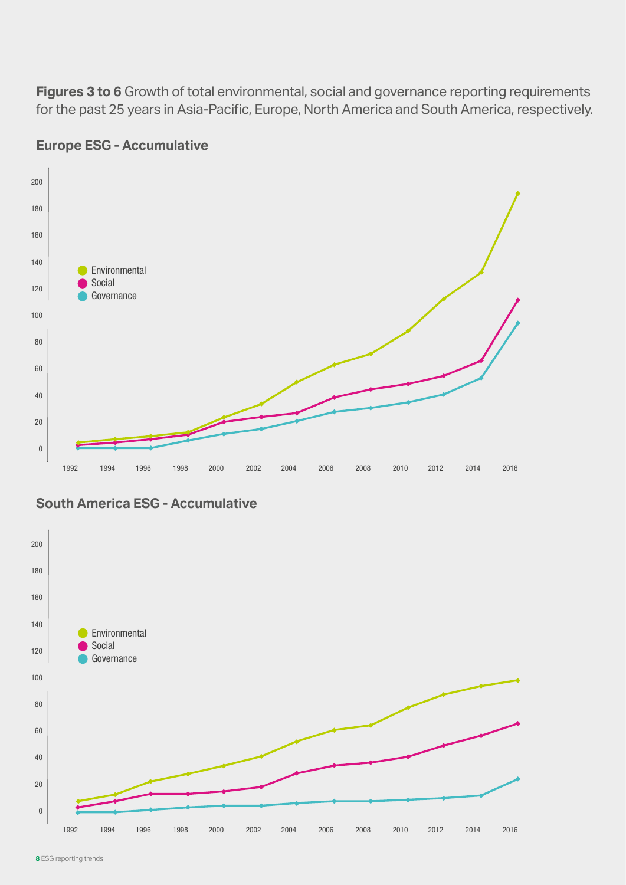**Figures 3 to 6** Growth of total environmental, social and governance reporting requirements for the past 25 years in Asia-Pacific, Europe, North America and South America, respectively.

## Europe ESG - Accumulative

## South America ESG - Accumulative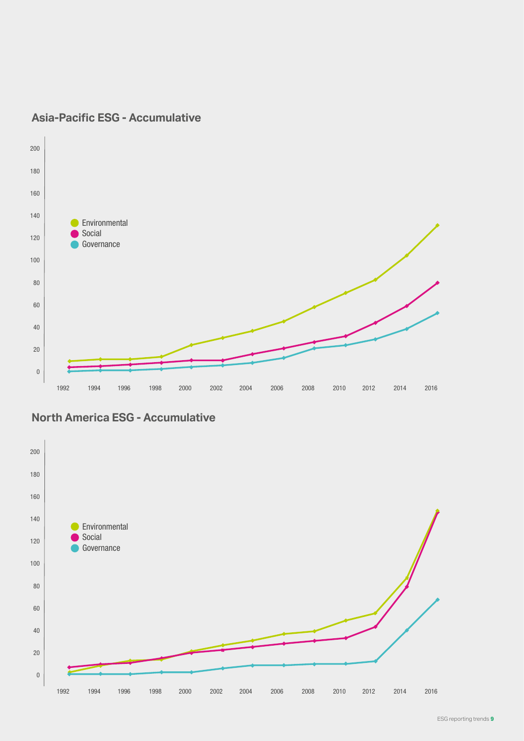## Asia-Pacific ESG - Accumulative

200
180
160
140
120
100
80
60
40
20
0

- Environmental
- Social
- Governance

1992 1994 1996 1998 2000 2002 2004 2006 2008 2010 2012 2014 2016

## North America ESG - Accumulative

200
180
160
140
120
100
80
60
40
20
0

- Environmental
- Social
- Governance

1992 1994 1996 1998 2000 2002 2004 2006 2008 2010 2012 2014 2016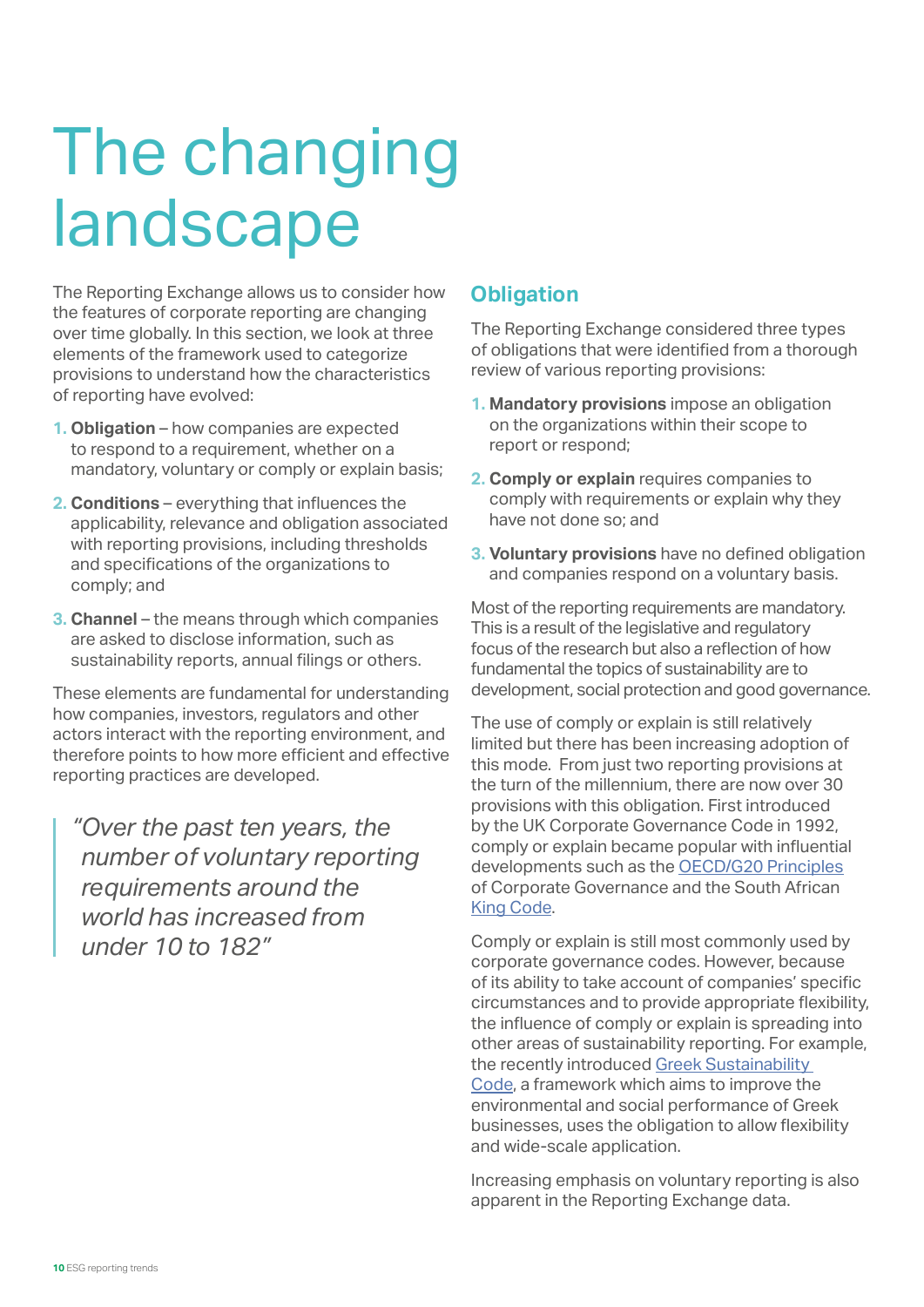# The changing landscape

The Reporting Exchange allows us to consider how the features of corporate reporting are changing over time globally. In this section, we look at three elements of the framework used to categorize provisions to understand how the characteristics of reporting have evolved:

1. **Obligation** – how companies are expected to respond to a requirement, whether on a mandatory, voluntary or comply or explain basis;
2. **Conditions** – everything that influences the applicability, relevance and obligation associated with reporting provisions, including thresholds and specifications of the organizations to comply; and
3. **Channel** – the means through which companies are asked to disclose information, such as sustainability reports, annual filings or others.

These elements are fundamental for understanding how companies, investors, regulators and other actors interact with the reporting environment, and therefore points to how more efficient and effective reporting practices are developed.

> *"Over the past ten years, the number of voluntary reporting requirements around the world has increased from under 10 to 182"*

## Obligation

The Reporting Exchange considered three types of obligations that were identified from a thorough review of various reporting provisions:

1. **Mandatory provisions** impose an obligation on the organizations within their scope to report or respond;
2. **Comply or explain** requires companies to comply with requirements or explain why they have not done so; and
3. **Voluntary provisions** have no defined obligation and companies respond on a voluntary basis.

Most of the reporting requirements are mandatory. This is a result of the legislative and regulatory focus of the research but also a reflection of how fundamental the topics of sustainability are to development, social protection and good governance.

The use of comply or explain is still relatively limited but there has been increasing adoption of this mode. From just two reporting provisions at the turn of the millennium, there are now over 30 provisions with this obligation. First introduced by the UK Corporate Governance Code in 1992, comply or explain became popular with influential developments such as the OECD/G20 Principles of Corporate Governance and the South African King Code.

Comply or explain is still most commonly used by corporate governance codes. However, because of its ability to take account of companies' specific circumstances and to provide appropriate flexibility, the influence of comply or explain is spreading into other areas of sustainability reporting. For example, the recently introduced Greek Sustainability Code, a framework which aims to improve the environmental and social performance of Greek businesses, uses the obligation to allow flexibility and wide-scale application.

Increasing emphasis on voluntary reporting is also apparent in the Reporting Exchange data.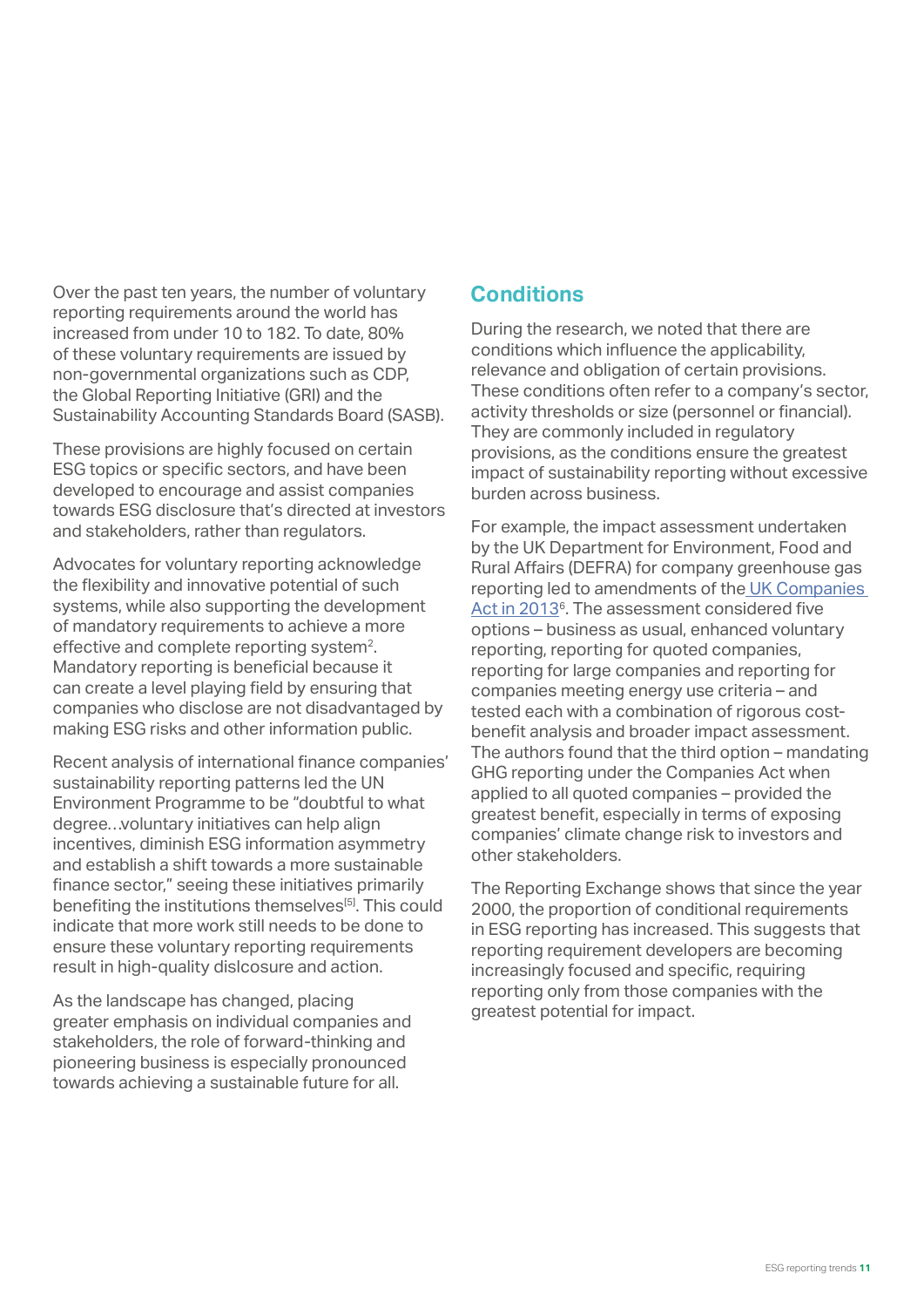Over the past ten years, the number of voluntary reporting requirements around the world has increased from under 10 to 182. To date, 80% of these voluntary requirements are issued by non-governmental organizations such as CDP, the Global Reporting Initiative (GRI) and the Sustainability Accounting Standards Board (SASB).

These provisions are highly focused on certain ESG topics or specific sectors, and have been developed to encourage and assist companies towards ESG disclosure that's directed at investors and stakeholders, rather than regulators.

Advocates for voluntary reporting acknowledge the flexibility and innovative potential of such systems, while also supporting the development of mandatory requirements to achieve a more effective and complete reporting system[2]. Mandatory reporting is beneficial because it can create a level playing field by ensuring that companies who disclose are not disadvantaged by making ESG risks and other information public.

Recent analysis of international finance companies' sustainability reporting patterns led the UN Environment Programme to be "doubtful to what degree…voluntary initiatives can help align incentives, diminish ESG information asymmetry and establish a shift towards a more sustainable finance sector," seeing these initiatives primarily benefiting the institutions themselves[5]. This could indicate that more work still needs to be done to ensure these voluntary reporting requirements result in high-quality dislcosure and action.

As the landscape has changed, placing greater emphasis on individual companies and stakeholders, the role of forward-thinking and pioneering business is especially pronounced towards achieving a sustainable future for all.

## Conditions

During the research, we noted that there are conditions which influence the applicability, relevance and obligation of certain provisions. These conditions often refer to a company's sector, activity thresholds or size (personnel or financial). They are commonly included in regulatory provisions, as the conditions ensure the greatest impact of sustainability reporting without excessive burden across business.

For example, the impact assessment undertaken by the UK Department for Environment, Food and Rural Affairs (DEFRA) for company greenhouse gas reporting led to amendments of the UK Companies Act in 2013[6]. The assessment considered five options – business as usual, enhanced voluntary reporting, reporting for quoted companies, reporting for large companies and reporting for companies meeting energy use criteria – and tested each with a combination of rigorous cost-benefit analysis and broader impact assessment. The authors found that the third option – mandating GHG reporting under the Companies Act when applied to all quoted companies – provided the greatest benefit, especially in terms of exposing companies' climate change risk to investors and other stakeholders.

The Reporting Exchange shows that since the year 2000, the proportion of conditional requirements in ESG reporting has increased. This suggests that reporting requirement developers are becoming increasingly focused and specific, requiring reporting only from those companies with the greatest potential for impact.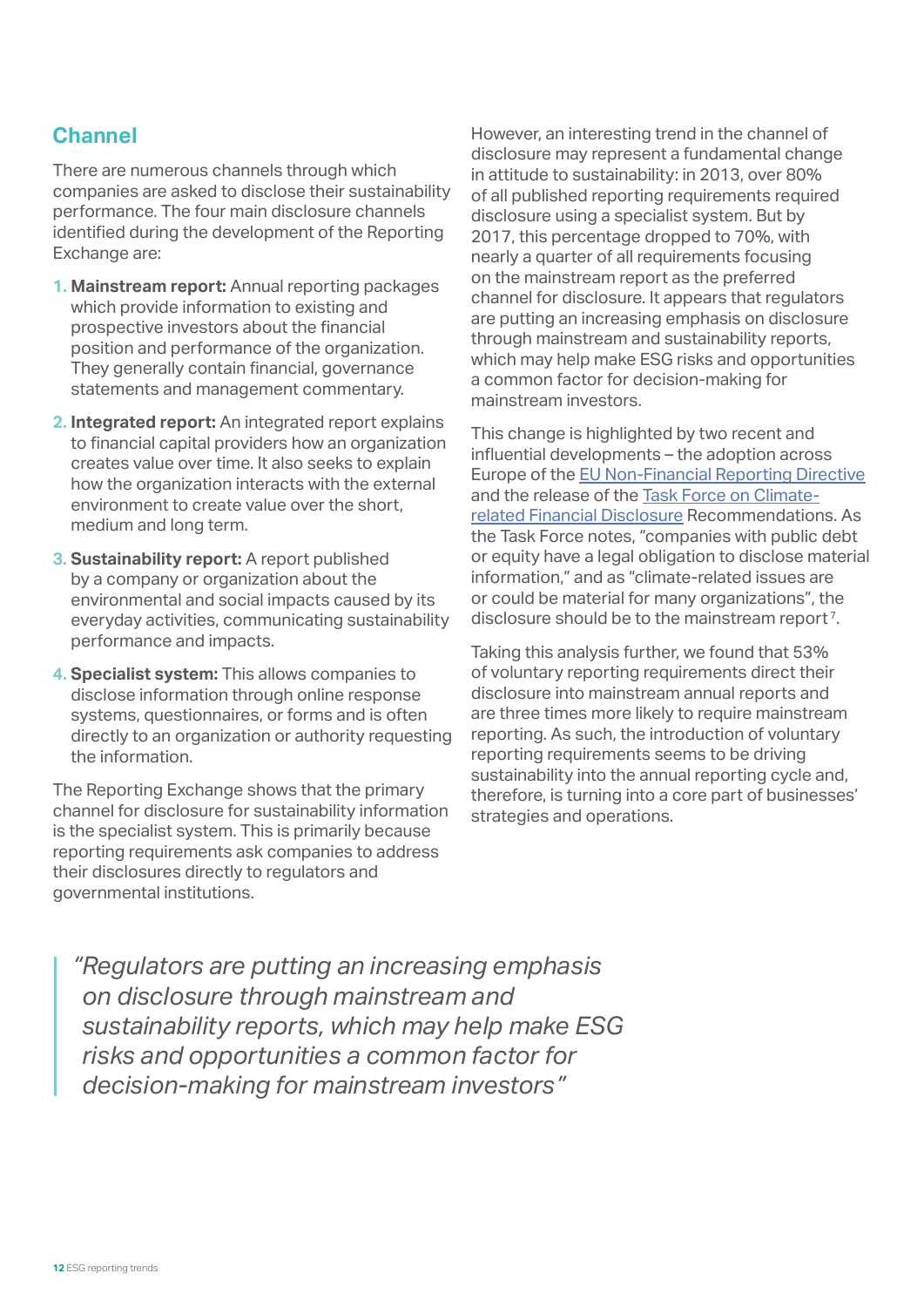## Channel

There are numerous channels through which companies are asked to disclose their sustainability performance. The four main disclosure channels identified during the development of the Reporting Exchange are:

1. **Mainstream report:** Annual reporting packages which provide information to existing and prospective investors about the financial position and performance of the organization. They generally contain financial, governance statements and management commentary.
2. **Integrated report:** An integrated report explains to financial capital providers how an organization creates value over time. It also seeks to explain how the organization interacts with the external environment to create value over the short, medium and long term.
3. **Sustainability report:** A report published by a company or organization about the environmental and social impacts caused by its everyday activities, communicating sustainability performance and impacts.
4. **Specialist system:** This allows companies to disclose information through online response systems, questionnaires, or forms and is often directly to an organization or authority requesting the information.

The Reporting Exchange shows that the primary channel for disclosure for sustainability information is the specialist system. This is primarily because reporting requirements ask companies to address their disclosures directly to regulators and governmental institutions.

However, an interesting trend in the channel of disclosure may represent a fundamental change in attitude to sustainability: in 2013, over 80% of all published reporting requirements required disclosure using a specialist system. But by 2017, this percentage dropped to 70%, with nearly a quarter of all requirements focusing on the mainstream report as the preferred channel for disclosure. It appears that regulators are putting an increasing emphasis on disclosure through mainstream and sustainability reports, which may help make ESG risks and opportunities a common factor for decision-making for mainstream investors.

This change is highlighted by two recent and influential developments – the adoption across Europe of the EU Non-Financial Reporting Directive and the release of the Task Force on Climate-related Financial Disclosure Recommendations. As the Task Force notes, "companies with public debt or equity have a legal obligation to disclose material information," and as "climate-related issues are or could be material for many organizations", the disclosure should be to the mainstream report[7].

Taking this analysis further, we found that 53% of voluntary reporting requirements direct their disclosure into mainstream annual reports and are three times more likely to require mainstream reporting. As such, the introduction of voluntary reporting requirements seems to be driving sustainability into the annual reporting cycle and, therefore, is turning into a core part of businesses' strategies and operations.

> *"Regulators are putting an increasing emphasis on disclosure through mainstream and sustainability reports, which may help make ESG risks and opportunities a common factor for decision-making for mainstream investors"*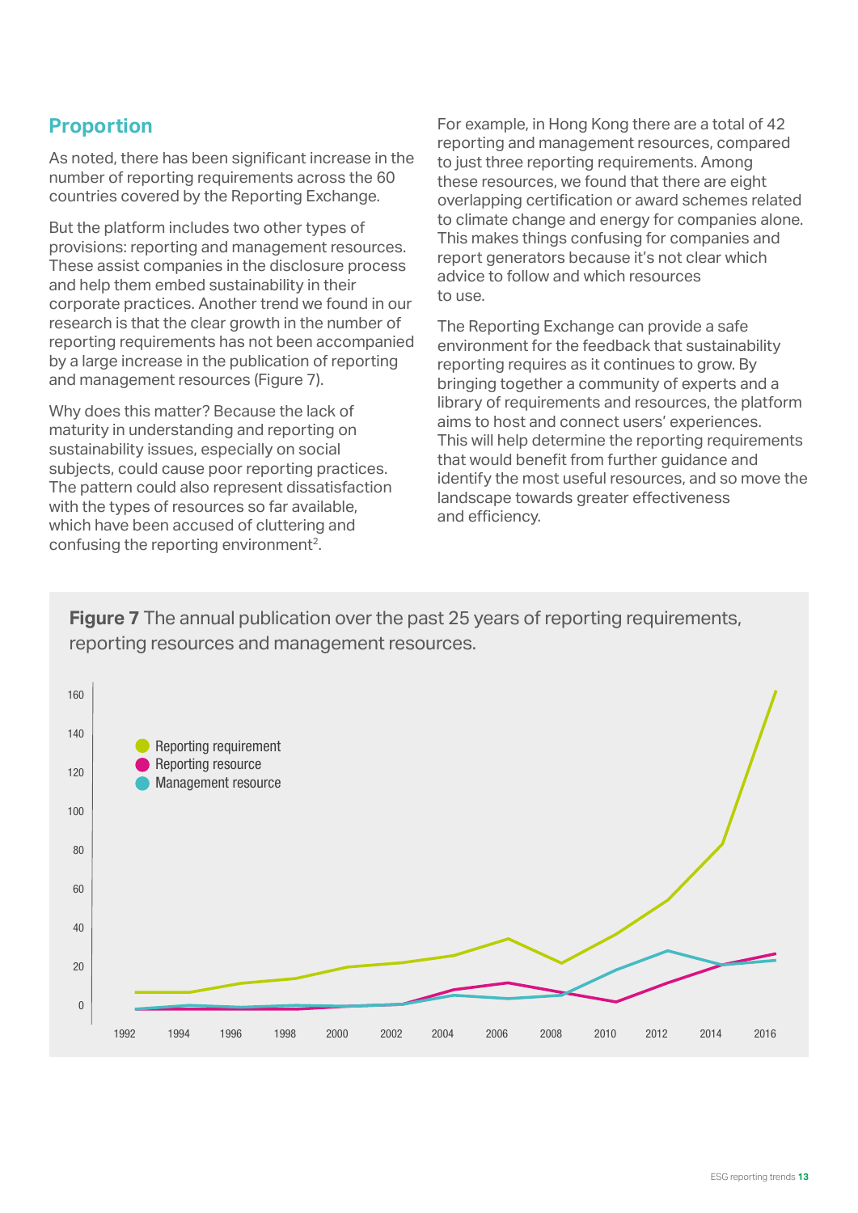## Proportion

As noted, there has been significant increase in the number of reporting requirements across the 60 countries covered by the Reporting Exchange.

But the platform includes two other types of provisions: reporting and management resources. These assist companies in the disclosure process and help them embed sustainability in their corporate practices. Another trend we found in our research is that the clear growth in the number of reporting requirements has not been accompanied by a large increase in the publication of reporting and management resources (Figure 7).

Why does this matter? Because the lack of maturity in understanding and reporting on sustainability issues, especially on social subjects, could cause poor reporting practices. The pattern could also represent dissatisfaction with the types of resources so far available, which have been accused of cluttering and confusing the reporting environment[2].

For example, in Hong Kong there are a total of 42 reporting and management resources, compared to just three reporting requirements. Among these resources, we found that there are eight overlapping certification or award schemes related to climate change and energy for companies alone. This makes things confusing for companies and report generators because it's not clear which advice to follow and which resources to use.

The Reporting Exchange can provide a safe environment for the feedback that sustainability reporting requires as it continues to grow. By bringing together a community of experts and a library of requirements and resources, the platform aims to host and connect users' experiences. This will help determine the reporting requirements that would benefit from further guidance and identify the most useful resources, and so move the landscape towards greater effectiveness and efficiency.

**Figure 7** The annual publication over the past 25 years of reporting requirements, reporting resources and management resources.

Legend: Reporting requirement; Reporting resource; Management resource

Y-axis: 0, 20, 40, 60, 80, 100, 120, 140, 160

X-axis: 1992, 1994, 1996, 1998, 2000, 2002, 2004, 2006, 2008, 2010, 2012, 2014, 2016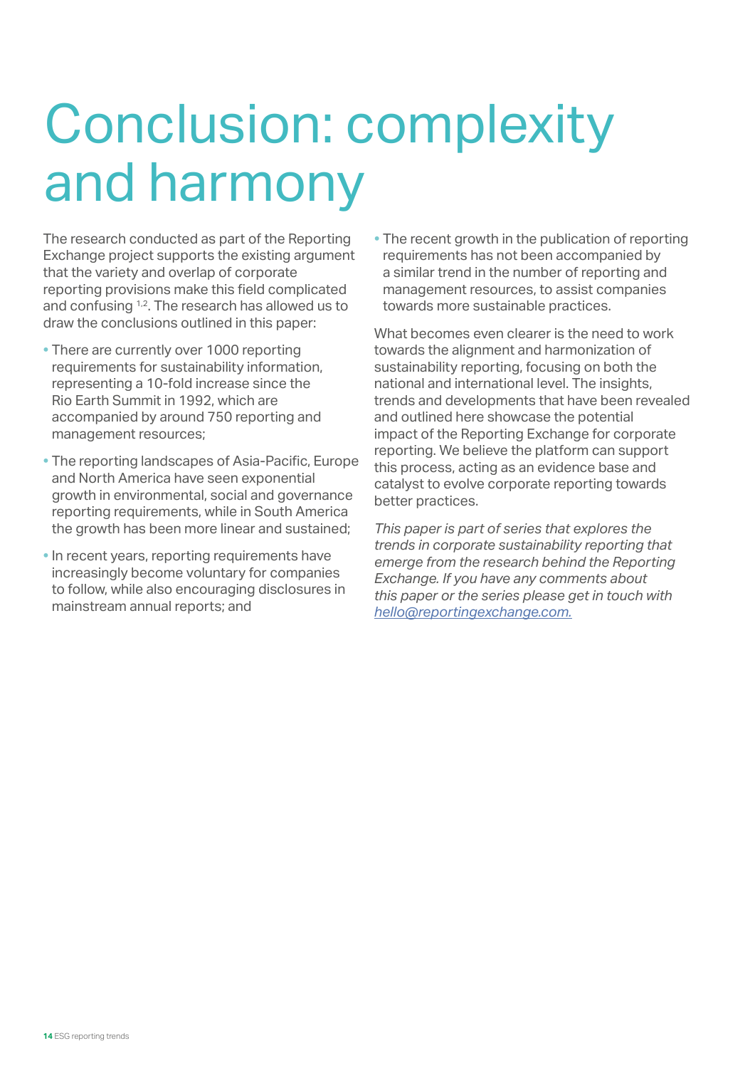# Conclusion: complexity and harmony

The research conducted as part of the Reporting Exchange project supports the existing argument that the variety and overlap of corporate reporting provisions make this field complicated and confusing [1,2]. The research has allowed us to draw the conclusions outlined in this paper:

- There are currently over 1000 reporting requirements for sustainability information, representing a 10-fold increase since the Rio Earth Summit in 1992, which are accompanied by around 750 reporting and management resources;
- The reporting landscapes of Asia-Pacific, Europe and North America have seen exponential growth in environmental, social and governance reporting requirements, while in South America the growth has been more linear and sustained;
- In recent years, reporting requirements have increasingly become voluntary for companies to follow, while also encouraging disclosures in mainstream annual reports; and
- The recent growth in the publication of reporting requirements has not been accompanied by a similar trend in the number of reporting and management resources, to assist companies towards more sustainable practices.

What becomes even clearer is the need to work towards the alignment and harmonization of sustainability reporting, focusing on both the national and international level. The insights, trends and developments that have been revealed and outlined here showcase the potential impact of the Reporting Exchange for corporate reporting. We believe the platform can support this process, acting as an evidence base and catalyst to evolve corporate reporting towards better practices.

*This paper is part of series that explores the trends in corporate sustainability reporting that emerge from the research behind the Reporting Exchange. If you have any comments about this paper or the series please get in touch with hello@reportingexchange.com.*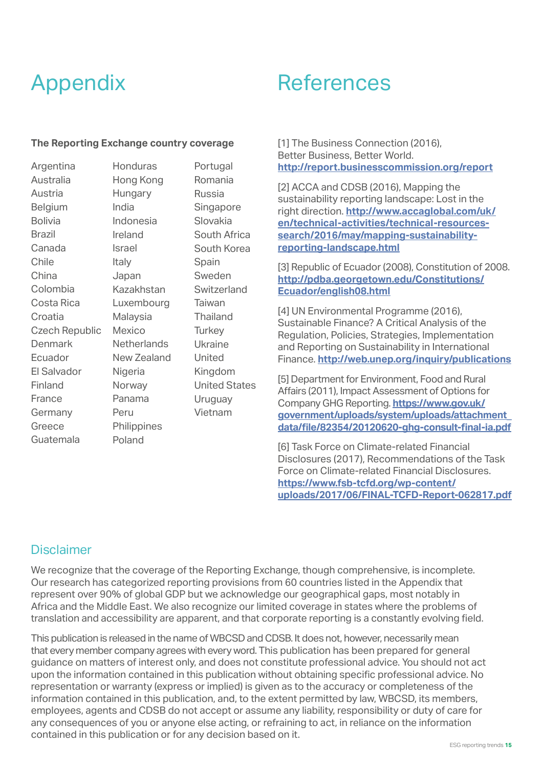# Appendix

**The Reporting Exchange country coverage**

Argentina
Australia
Austria
Belgium
Bolivia
Brazil
Canada
Chile
China
Colombia
Costa Rica
Croatia
Czech Republic
Denmark
Ecuador
El Salvador
Finland
France
Germany
Greece
Guatemala
Honduras
Hong Kong
Hungary
India
Indonesia
Ireland
Israel
Italy
Japan
Kazakhstan
Luxembourg
Malaysia
Mexico
Netherlands
New Zealand
Nigeria
Norway
Panama
Peru
Philippines
Poland
Portugal
Romania
Russia
Singapore
Slovakia
South Africa
South Korea
Spain
Sweden
Switzerland
Taiwan
Thailand
Turkey
Ukraine
United Kingdom
United States
Uruguay
Vietnam

# References

[1] The Business Connection (2016), Better Business, Better World. **http://report.businesscommission.org/report**

[2] ACCA and CDSB (2016), Mapping the sustainability reporting landscape: Lost in the right direction. **http://www.accaglobal.com/uk/en/technical-activities/technical-resources-search/2016/may/mapping-sustainability-reporting-landscape.html**

[3] Republic of Ecuador (2008), Constitution of 2008. **http://pdba.georgetown.edu/Constitutions/Ecuador/english08.html**

[4] UN Environmental Programme (2016), Sustainable Finance? A Critical Analysis of the Regulation, Policies, Strategies, Implementation and Reporting on Sustainability in International Finance. **http://web.unep.org/inquiry/publications**

[5] Department for Environment, Food and Rural Affairs (2011), Impact Assessment of Options for Company GHG Reporting. **https://www.gov.uk/government/uploads/system/uploads/attachment_data/file/82354/20120620-ghg-consult-final-ia.pdf**

[6] Task Force on Climate-related Financial Disclosures (2017), Recommendations of the Task Force on Climate-related Financial Disclosures. **https://www.fsb-tcfd.org/wp-content/uploads/2017/06/FINAL-TCFD-Report-062817.pdf**

## Disclaimer

We recognize that the coverage of the Reporting Exchange, though comprehensive, is incomplete. Our research has categorized reporting provisions from 60 countries listed in the Appendix that represent over 90% of global GDP but we acknowledge our geographical gaps, most notably in Africa and the Middle East. We also recognize our limited coverage in states where the problems of translation and accessibility are apparent, and that corporate reporting is a constantly evolving field.

This publication is released in the name of WBCSD and CDSB. It does not, however, necessarily mean that every member company agrees with every word. This publication has been prepared for general guidance on matters of interest only, and does not constitute professional advice. You should not act upon the information contained in this publication without obtaining specific professional advice. No representation or warranty (express or implied) is given as to the accuracy or completeness of the information contained in this publication, and, to the extent permitted by law, WBCSD, its members, employees, agents and CDSB do not accept or assume any liability, responsibility or duty of care for any consequences of you or anyone else acting, or refraining to act, in reliance on the information contained in this publication or for any decision based on it.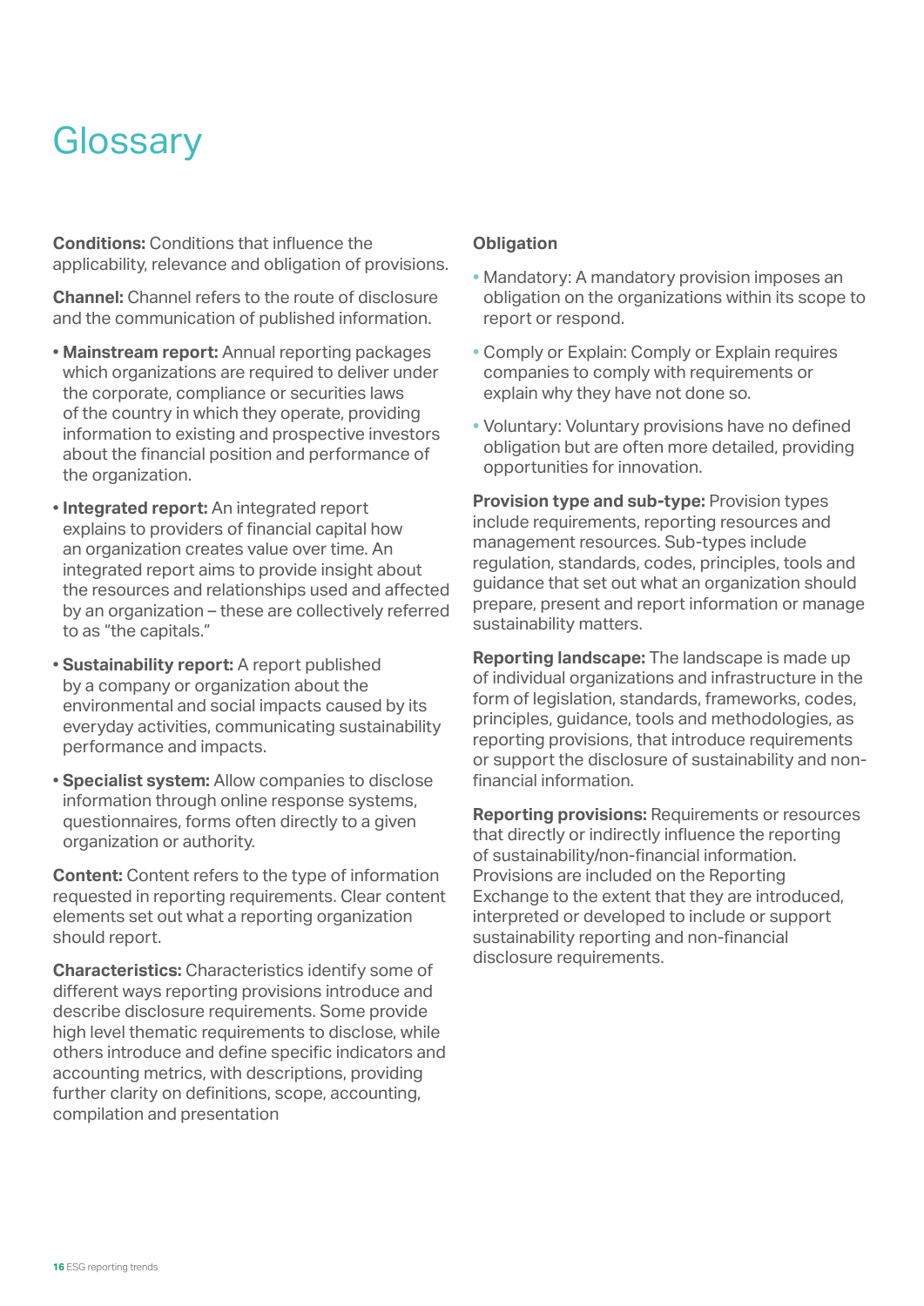# Glossary

**Conditions:** Conditions that influence the applicability, relevance and obligation of provisions.

**Channel:** Channel refers to the route of disclosure and the communication of published information.

- **Mainstream report:** Annual reporting packages which organizations are required to deliver under the corporate, compliance or securities laws of the country in which they operate, providing information to existing and prospective investors about the financial position and performance of the organization.
- **Integrated report:** An integrated report explains to providers of financial capital how an organization creates value over time. An integrated report aims to provide insight about the resources and relationships used and affected by an organization – these are collectively referred to as "the capitals."
- **Sustainability report:** A report published by a company or organization about the environmental and social impacts caused by its everyday activities, communicating sustainability performance and impacts.
- **Specialist system:** Allow companies to disclose information through online response systems, questionnaires, forms often directly to a given organization or authority.

**Content:** Content refers to the type of information requested in reporting requirements. Clear content elements set out what a reporting organization should report.

**Characteristics:** Characteristics identify some of different ways reporting provisions introduce and describe disclosure requirements. Some provide high level thematic requirements to disclose, while others introduce and define specific indicators and accounting metrics, with descriptions, providing further clarity on definitions, scope, accounting, compilation and presentation

**Obligation**

- Mandatory: A mandatory provision imposes an obligation on the organizations within its scope to report or respond.
- Comply or Explain: Comply or Explain requires companies to comply with requirements or explain why they have not done so.
- Voluntary: Voluntary provisions have no defined obligation but are often more detailed, providing opportunities for innovation.

**Provision type and sub-type:** Provision types include requirements, reporting resources and management resources. Sub-types include regulation, standards, codes, principles, tools and guidance that set out what an organization should prepare, present and report information or manage sustainability matters.

**Reporting landscape:** The landscape is made up of individual organizations and infrastructure in the form of legislation, standards, frameworks, codes, principles, guidance, tools and methodologies, as reporting provisions, that introduce requirements or support the disclosure of sustainability and non-financial information.

**Reporting provisions:** Requirements or resources that directly or indirectly influence the reporting of sustainability/non-financial information. Provisions are included on the Reporting Exchange to the extent that they are introduced, interpreted or developed to include or support sustainability reporting and non-financial disclosure requirements.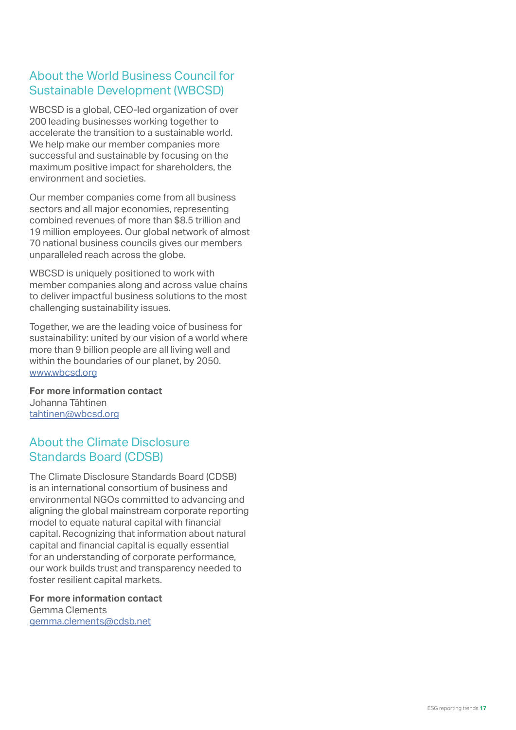## About the World Business Council for Sustainable Development (WBCSD)

WBCSD is a global, CEO-led organization of over 200 leading businesses working together to accelerate the transition to a sustainable world. We help make our member companies more successful and sustainable by focusing on the maximum positive impact for shareholders, the environment and societies.

Our member companies come from all business sectors and all major economies, representing combined revenues of more than $8.5 trillion and 19 million employees. Our global network of almost 70 national business councils gives our members unparalleled reach across the globe.

WBCSD is uniquely positioned to work with member companies along and across value chains to deliver impactful business solutions to the most challenging sustainability issues.

Together, we are the leading voice of business for sustainability: united by our vision of a world where more than 9 billion people are all living well and within the boundaries of our planet, by 2050.
www.wbcsd.org

**For more information contact**
Johanna Tähtinen
tahtinen@wbcsd.org

## About the Climate Disclosure Standards Board (CDSB)

The Climate Disclosure Standards Board (CDSB) is an international consortium of business and environmental NGOs committed to advancing and aligning the global mainstream corporate reporting model to equate natural capital with financial capital. Recognizing that information about natural capital and financial capital is equally essential for an understanding of corporate performance, our work builds trust and transparency needed to foster resilient capital markets.

**For more information contact**
Gemma Clements
gemma.clements@cdsb.net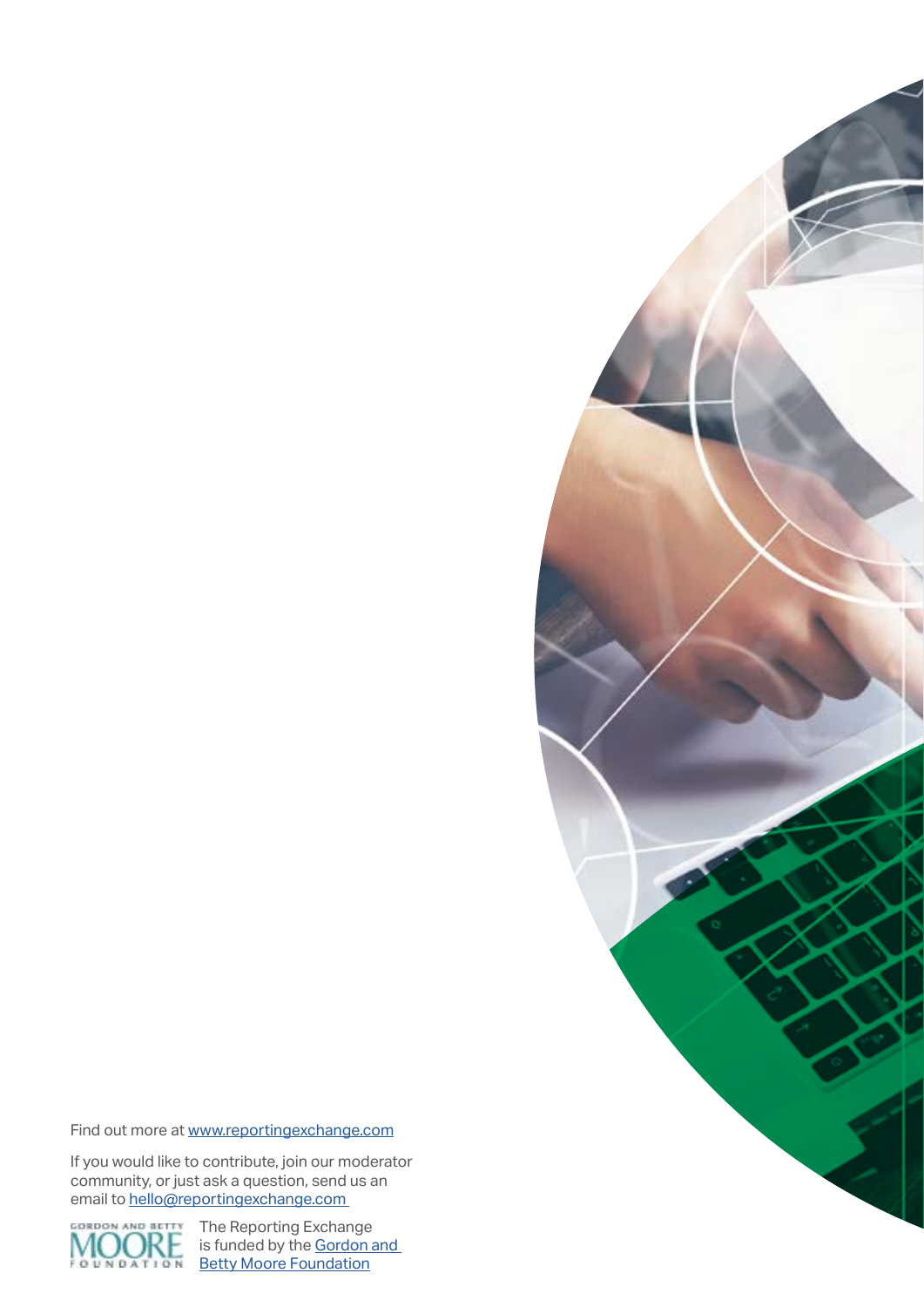Find out more at [www.reportingexchange.com](http://www.reportingexchange.com)

If you would like to contribute, join our moderator community, or just ask a question, send us an email to [hello@reportingexchange.com](mailto:hello@reportingexchange.com)

The Reporting Exchange is funded by the Gordon and Betty Moore Foundation